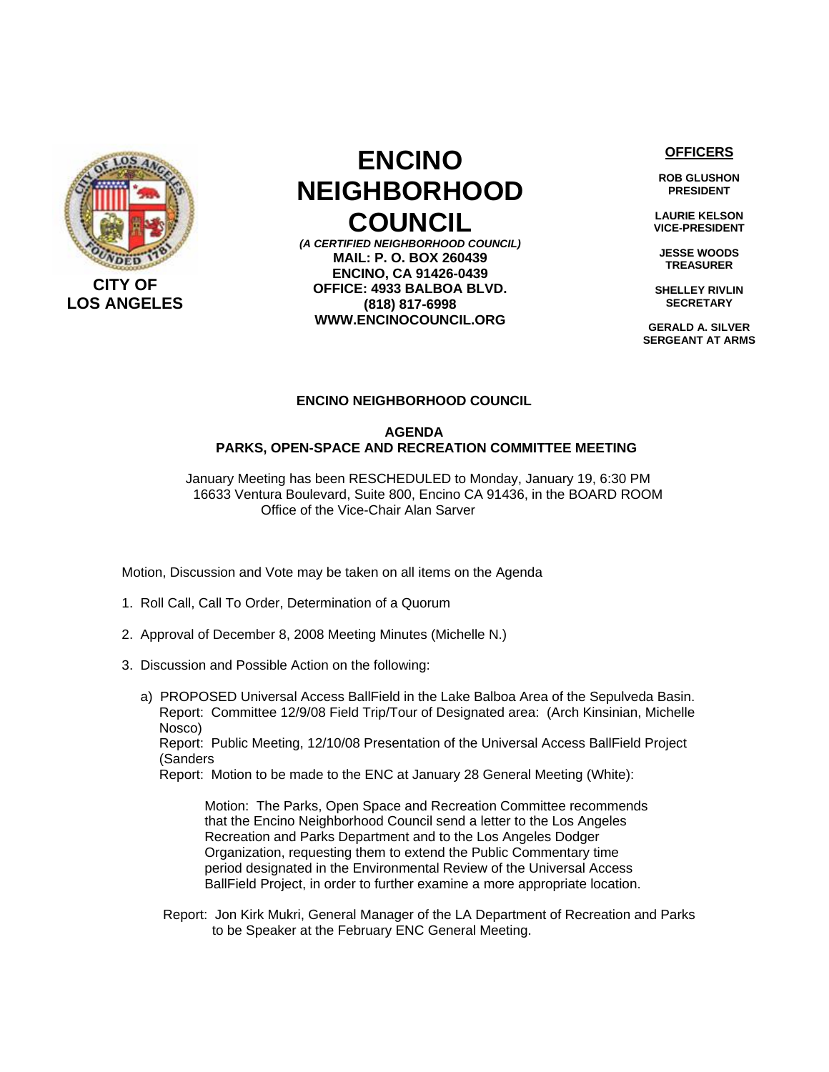CITY OF LOS ANGELES

# ENCINO NEIGHBORHOOD COUNCIL

***(A CERTIFIED NEIGHBORHOOD COUNCIL)***
**MAIL: P. O. BOX 260439**
**ENCINO, CA 91426-0439**
**OFFICE: 4933 BALBOA BLVD.**
**(818) 817-6998**
**WWW.ENCINOCOUNCIL.ORG**

**OFFICERS**

**ROB GLUSHON**
**PRESIDENT**

**LAURIE KELSON**
**VICE-PRESIDENT**

**JESSE WOODS**
**TREASURER**

**SHELLEY RIVLIN**
**SECRETARY**

**GERALD A. SILVER**
**SERGEANT AT ARMS**

## ENCINO NEIGHBORHOOD COUNCIL

### AGENDA
### PARKS, OPEN-SPACE AND RECREATION COMMITTEE MEETING

January Meeting has been RESCHEDULED to Monday, January 19, 6:30 PM
16633 Ventura Boulevard, Suite 800, Encino CA 91436, in the BOARD ROOM
Office of the Vice-Chair Alan Sarver

Motion, Discussion and Vote may be taken on all items on the Agenda

1. Roll Call, Call To Order, Determination of a Quorum

2. Approval of December 8, 2008 Meeting Minutes (Michelle N.)

3. Discussion and Possible Action on the following:

   a) PROPOSED Universal Access BallField in the Lake Balboa Area of the Sepulveda Basin.
   Report: Committee 12/9/08 Field Trip/Tour of Designated area: (Arch Kinsinian, Michelle Nosco)
   Report: Public Meeting, 12/10/08 Presentation of the Universal Access BallField Project (Sanders
   Report: Motion to be made to the ENC at January 28 General Meeting (White):

   > Motion: The Parks, Open Space and Recreation Committee recommends that the Encino Neighborhood Council send a letter to the Los Angeles Recreation and Parks Department and to the Los Angeles Dodger Organization, requesting them to extend the Public Commentary time period designated in the Environmental Review of the Universal Access BallField Project, in order to further examine a more appropriate location.

   Report: Jon Kirk Mukri, General Manager of the LA Department of Recreation and Parks to be Speaker at the February ENC General Meeting.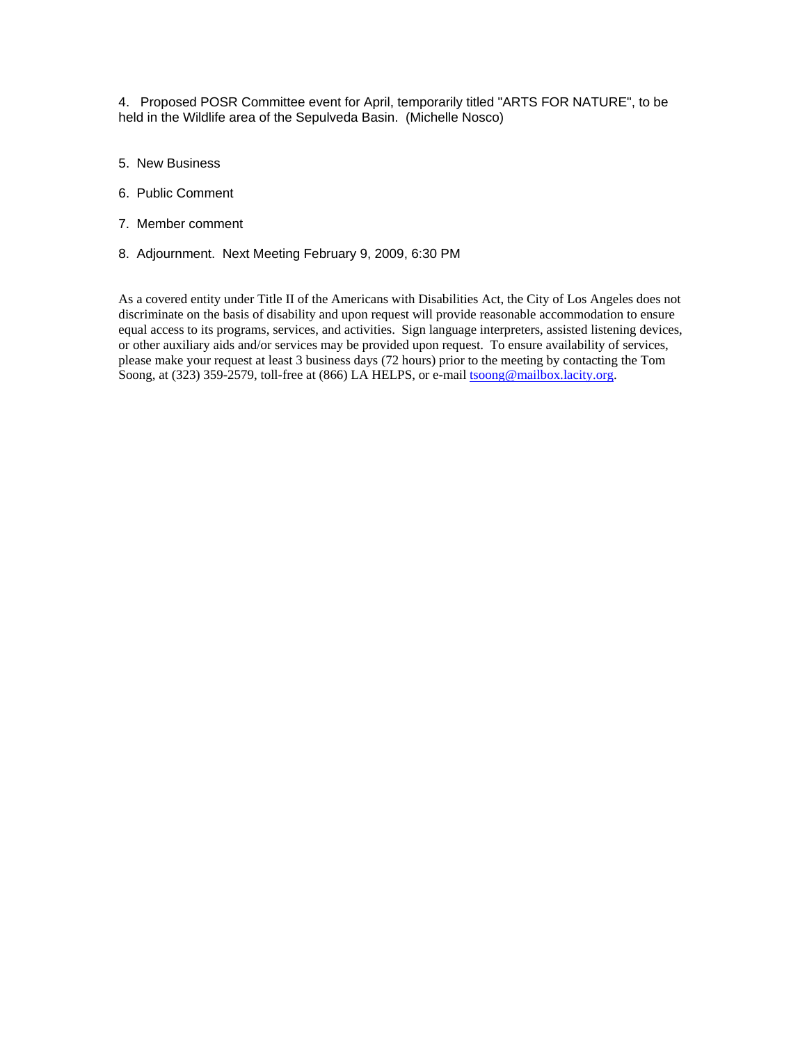4. Proposed POSR Committee event for April, temporarily titled "ARTS FOR NATURE", to be held in the Wildlife area of the Sepulveda Basin. (Michelle Nosco)

5. New Business

6. Public Comment

7. Member comment

8. Adjournment. Next Meeting February 9, 2009, 6:30 PM

As a covered entity under Title II of the Americans with Disabilities Act, the City of Los Angeles does not discriminate on the basis of disability and upon request will provide reasonable accommodation to ensure equal access to its programs, services, and activities. Sign language interpreters, assisted listening devices, or other auxiliary aids and/or services may be provided upon request. To ensure availability of services, please make your request at least 3 business days (72 hours) prior to the meeting by contacting the Tom Soong, at (323) 359-2579, toll-free at (866) LA HELPS, or e-mail tsoong@mailbox.lacity.org.